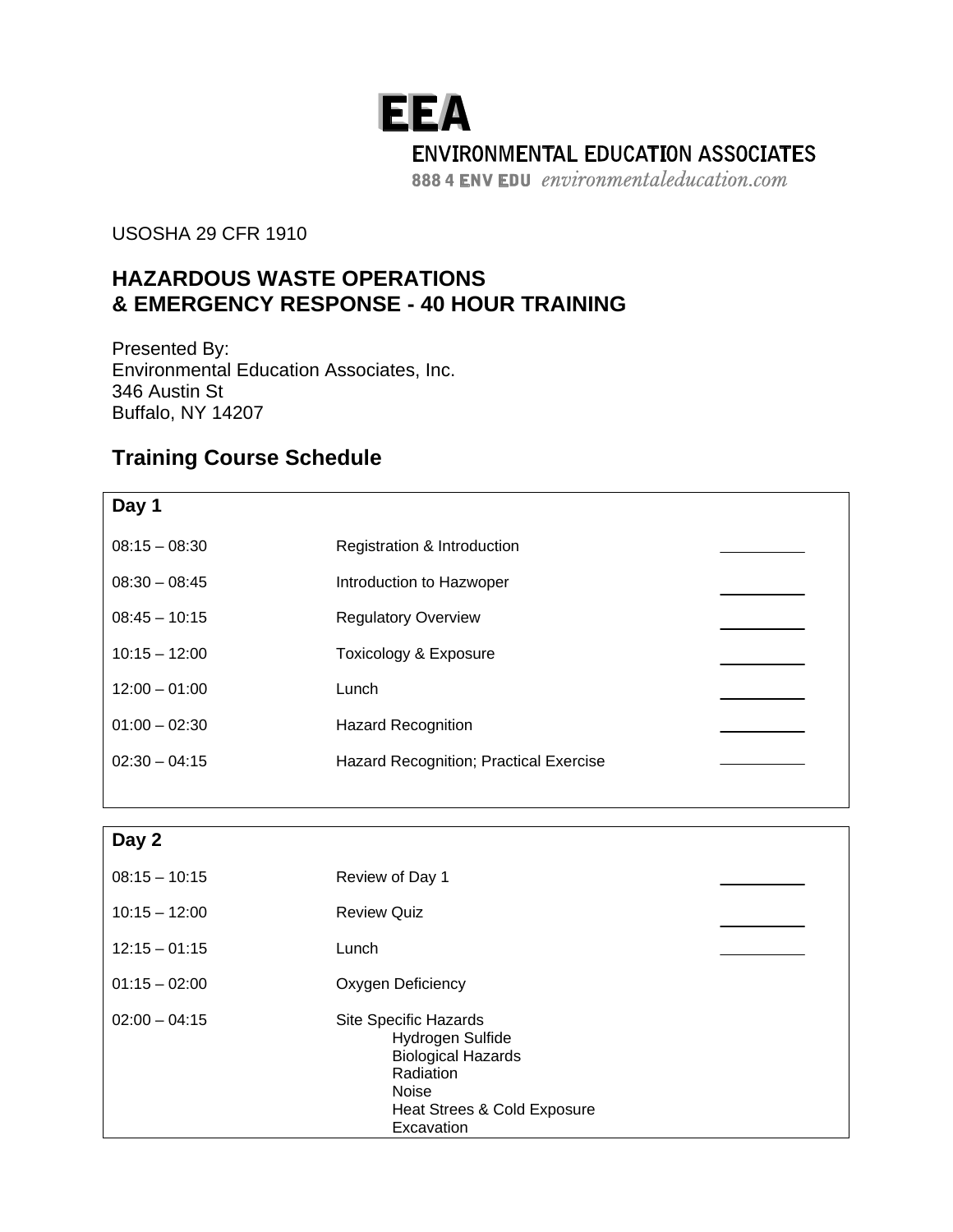**EEA**

ENVIRONMENTAL EDUCATION ASSOCIATES

888 4 ENV EDU *environmentaleducation.com*

USOSHA 29 CFR 1910

## HAZARDOUS WASTE OPERATIONS & EMERGENCY RESPONSE - 40 HOUR TRAINING

Presented By:
Environmental Education Associates, Inc.
346 Austin St
Buffalo, NY 14207

## Training Course Schedule

### Day 1

| Time | Topic | |
|---|---|---|
| 08:15 – 08:30 | Registration & Introduction | ________ |
| 08:30 – 08:45 | Introduction to Hazwoper | ________ |
| 08:45 – 10:15 | Regulatory Overview | ________ |
| 10:15 – 12:00 | Toxicology & Exposure | ________ |
| 12:00 – 01:00 | Lunch | ________ |
| 01:00 – 02:30 | Hazard Recognition | ________ |
| 02:30 – 04:15 | Hazard Recognition; Practical Exercise | ________ |

### Day 2

| Time | Topic | |
|---|---|---|
| 08:15 – 10:15 | Review of Day 1 | ________ |
| 10:15 – 12:00 | Review Quiz | ________ |
| 12:15 – 01:15 | Lunch | ________ |
| 01:15 – 02:00 | Oxygen Deficiency | |
| 02:00 – 04:15 | Site Specific Hazards<br>Hydrogen Sulfide<br>Biological Hazards<br>Radiation<br>Noise<br>Heat Strees & Cold Exposure<br>Excavation | |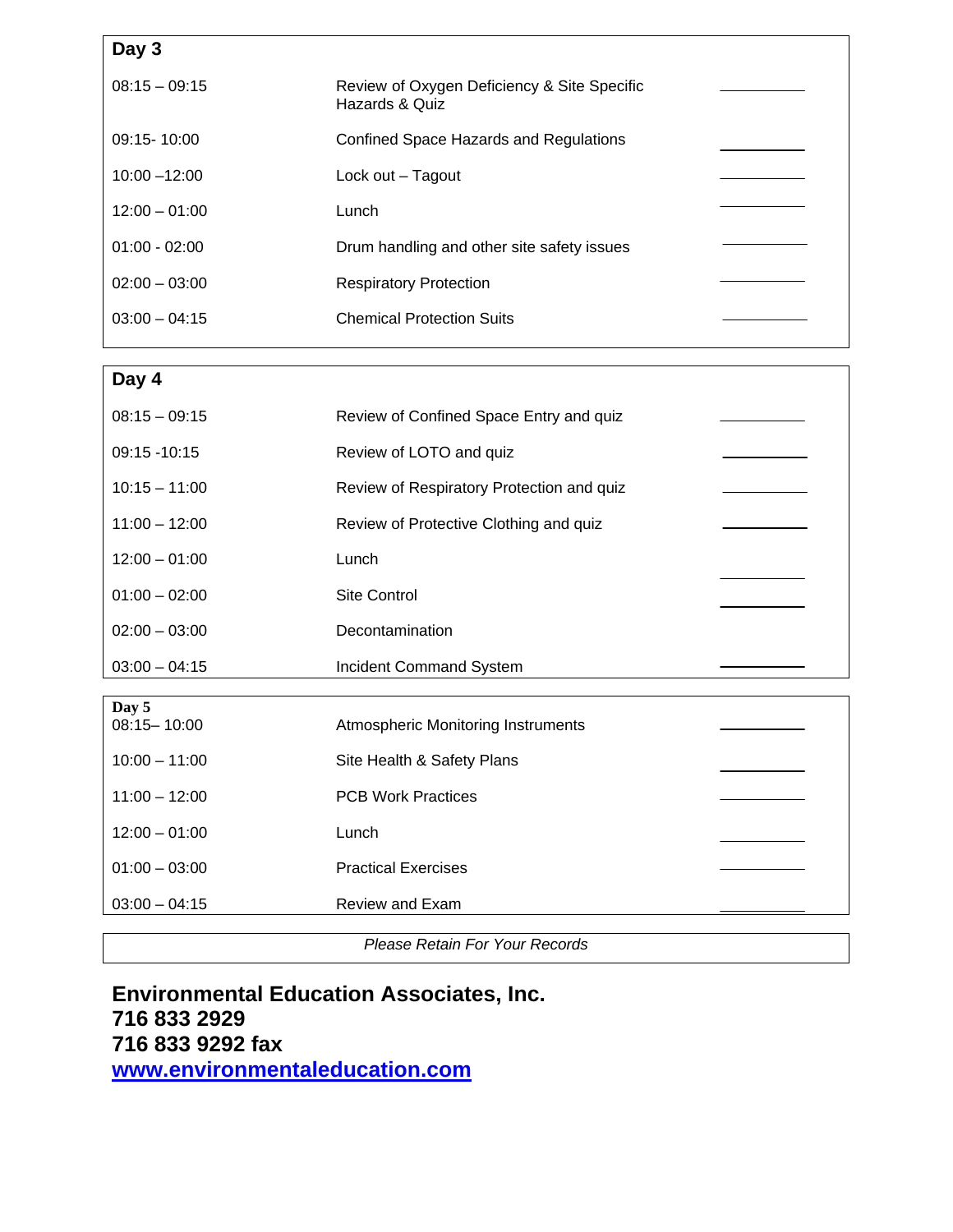## Day 3

| | | |
|---|---|---|
| 08:15 – 09:15 | Review of Oxygen Deficiency & Site Specific Hazards & Quiz | ________ |
| 09:15- 10:00 | Confined Space Hazards and Regulations | ________ |
| 10:00 –12:00 | Lock out – Tagout | ________ |
| 12:00 – 01:00 | Lunch | ________ |
| 01:00 - 02:00 | Drum handling and other site safety issues | ________ |
| 02:00 – 03:00 | Respiratory Protection | ________ |
| 03:00 – 04:15 | Chemical Protection Suits | ________ |

## Day 4

| | | |
|---|---|---|
| 08:15 – 09:15 | Review of Confined Space Entry and quiz | ________ |
| 09:15 -10:15 | Review of LOTO and quiz | ________ |
| 10:15 – 11:00 | Review of Respiratory Protection and quiz | ________ |
| 11:00 – 12:00 | Review of Protective Clothing and quiz | ________ |
| 12:00 – 01:00 | Lunch | ________ |
| 01:00 – 02:00 | Site Control | ________ |
| 02:00 – 03:00 | Decontamination | |
| 03:00 – 04:15 | Incident Command System | ________ |

## Day 5

| | | |
|---|---|---|
| 08:15– 10:00 | Atmospheric Monitoring Instruments | ________ |
| 10:00 – 11:00 | Site Health & Safety Plans | ________ |
| 11:00 – 12:00 | PCB Work Practices | ________ |
| 12:00 – 01:00 | Lunch | ________ |
| 01:00 – 03:00 | Practical Exercises | ________ |
| 03:00 – 04:15 | Review and Exam | ________ |

*Please Retain For Your Records*

**Environmental Education Associates, Inc.**
**716 833 2929**
**716 833 9292 fax**
**[www.environmentaleducation.com](http://www.environmentaleducation.com)**